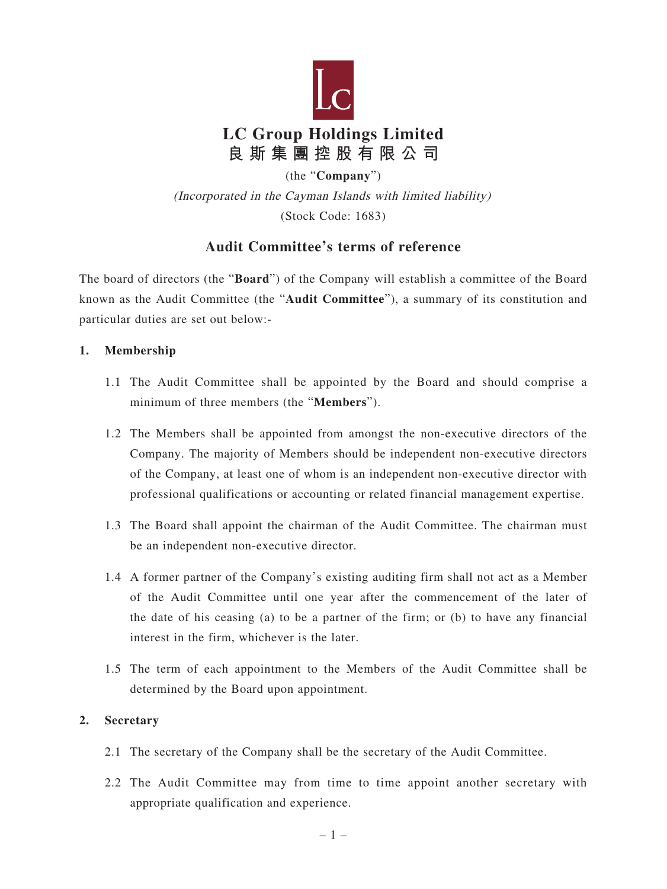# LC Group Holdings Limited
# 良斯集團控股有限公司

(the "**Company**")

*(Incorporated in the Cayman Islands with limited liability)*

(Stock Code: 1683)

## Audit Committee's terms of reference

The board of directors (the "**Board**") of the Company will establish a committee of the Board known as the Audit Committee (the "**Audit Committee**"), a summary of its constitution and particular duties are set out below:-

### 1. Membership

1.1 The Audit Committee shall be appointed by the Board and should comprise a minimum of three members (the "**Members**").

1.2 The Members shall be appointed from amongst the non-executive directors of the Company. The majority of Members should be independent non-executive directors of the Company, at least one of whom is an independent non-executive director with professional qualifications or accounting or related financial management expertise.

1.3 The Board shall appoint the chairman of the Audit Committee. The chairman must be an independent non-executive director.

1.4 A former partner of the Company's existing auditing firm shall not act as a Member of the Audit Committee until one year after the commencement of the later of the date of his ceasing (a) to be a partner of the firm; or (b) to have any financial interest in the firm, whichever is the later.

1.5 The term of each appointment to the Members of the Audit Committee shall be determined by the Board upon appointment.

### 2. Secretary

2.1 The secretary of the Company shall be the secretary of the Audit Committee.

2.2 The Audit Committee may from time to time appoint another secretary with appropriate qualification and experience.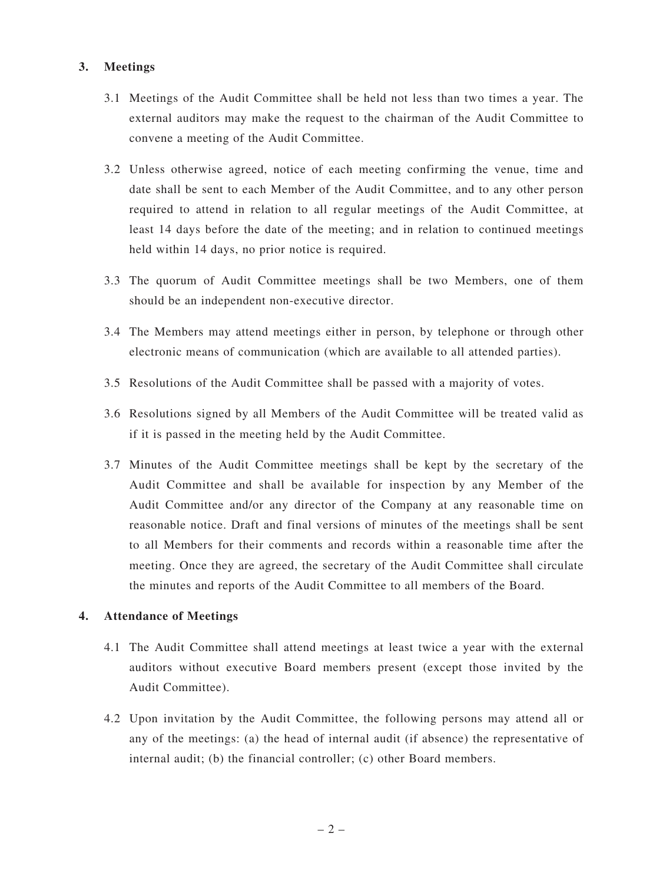## 3. Meetings

3.1 Meetings of the Audit Committee shall be held not less than two times a year. The external auditors may make the request to the chairman of the Audit Committee to convene a meeting of the Audit Committee.

3.2 Unless otherwise agreed, notice of each meeting confirming the venue, time and date shall be sent to each Member of the Audit Committee, and to any other person required to attend in relation to all regular meetings of the Audit Committee, at least 14 days before the date of the meeting; and in relation to continued meetings held within 14 days, no prior notice is required.

3.3 The quorum of Audit Committee meetings shall be two Members, one of them should be an independent non-executive director.

3.4 The Members may attend meetings either in person, by telephone or through other electronic means of communication (which are available to all attended parties).

3.5 Resolutions of the Audit Committee shall be passed with a majority of votes.

3.6 Resolutions signed by all Members of the Audit Committee will be treated valid as if it is passed in the meeting held by the Audit Committee.

3.7 Minutes of the Audit Committee meetings shall be kept by the secretary of the Audit Committee and shall be available for inspection by any Member of the Audit Committee and/or any director of the Company at any reasonable time on reasonable notice. Draft and final versions of minutes of the meetings shall be sent to all Members for their comments and records within a reasonable time after the meeting. Once they are agreed, the secretary of the Audit Committee shall circulate the minutes and reports of the Audit Committee to all members of the Board.

## 4. Attendance of Meetings

4.1 The Audit Committee shall attend meetings at least twice a year with the external auditors without executive Board members present (except those invited by the Audit Committee).

4.2 Upon invitation by the Audit Committee, the following persons may attend all or any of the meetings: (a) the head of internal audit (if absence) the representative of internal audit; (b) the financial controller; (c) other Board members.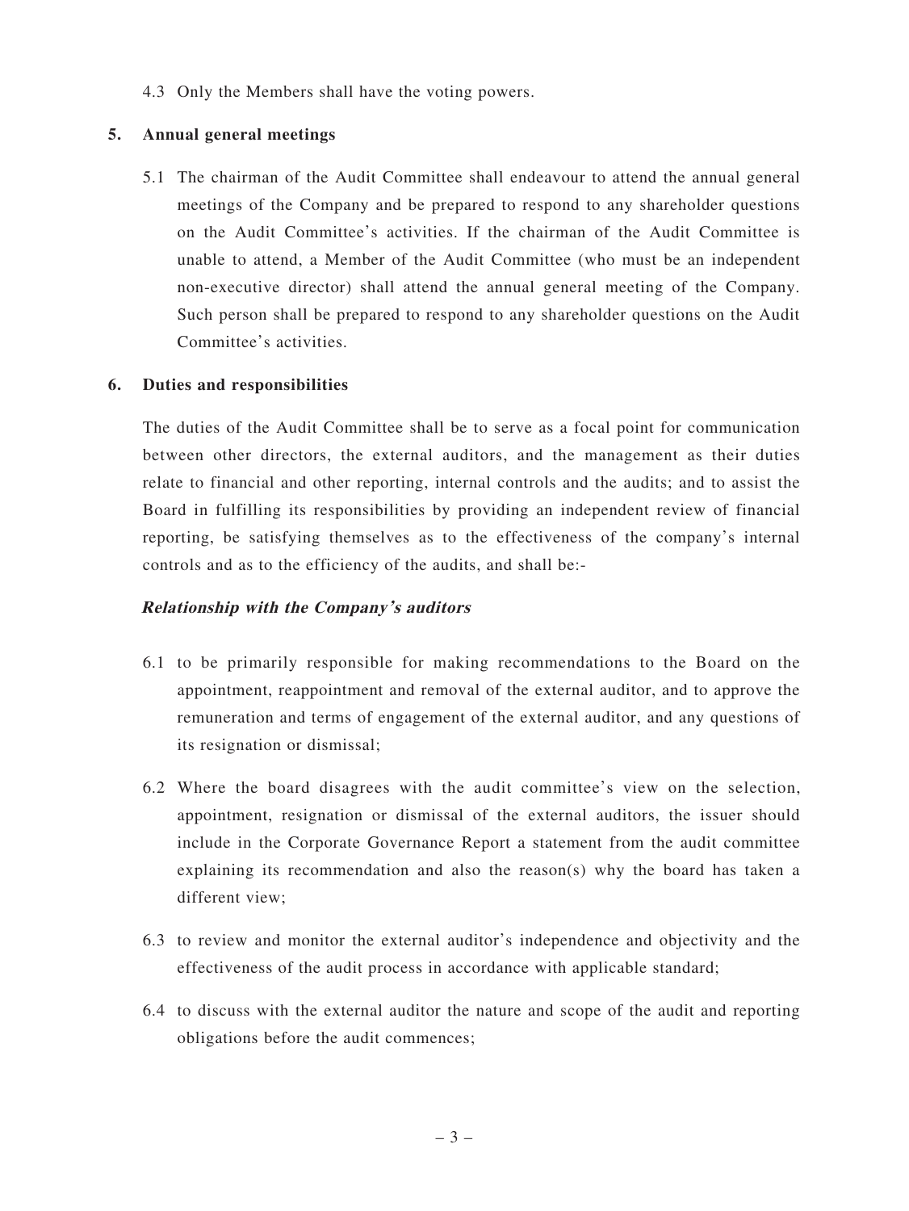4.3 Only the Members shall have the voting powers.

## 5. Annual general meetings

5.1 The chairman of the Audit Committee shall endeavour to attend the annual general meetings of the Company and be prepared to respond to any shareholder questions on the Audit Committee's activities. If the chairman of the Audit Committee is unable to attend, a Member of the Audit Committee (who must be an independent non-executive director) shall attend the annual general meeting of the Company. Such person shall be prepared to respond to any shareholder questions on the Audit Committee's activities.

## 6. Duties and responsibilities

The duties of the Audit Committee shall be to serve as a focal point for communication between other directors, the external auditors, and the management as their duties relate to financial and other reporting, internal controls and the audits; and to assist the Board in fulfilling its responsibilities by providing an independent review of financial reporting, be satisfying themselves as to the effectiveness of the company's internal controls and as to the efficiency of the audits, and shall be:-

***Relationship with the Company's auditors***

6.1 to be primarily responsible for making recommendations to the Board on the appointment, reappointment and removal of the external auditor, and to approve the remuneration and terms of engagement of the external auditor, and any questions of its resignation or dismissal;

6.2 Where the board disagrees with the audit committee's view on the selection, appointment, resignation or dismissal of the external auditors, the issuer should include in the Corporate Governance Report a statement from the audit committee explaining its recommendation and also the reason(s) why the board has taken a different view;

6.3 to review and monitor the external auditor's independence and objectivity and the effectiveness of the audit process in accordance with applicable standard;

6.4 to discuss with the external auditor the nature and scope of the audit and reporting obligations before the audit commences;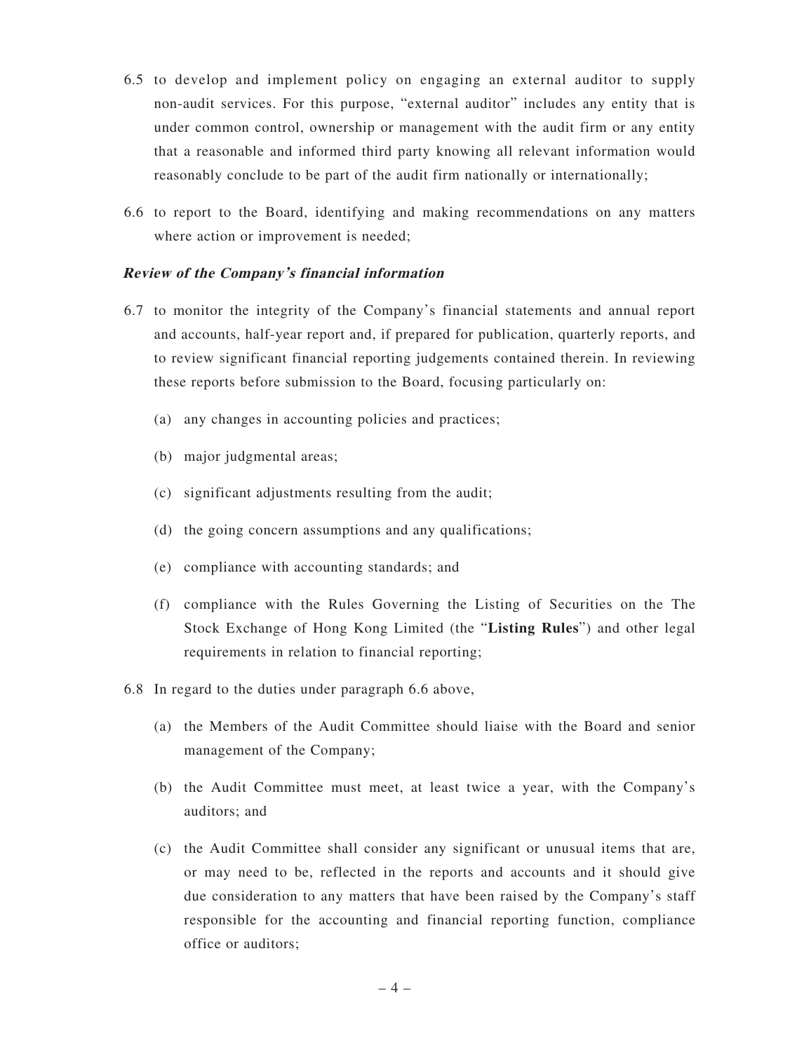6.5 to develop and implement policy on engaging an external auditor to supply non-audit services. For this purpose, "external auditor" includes any entity that is under common control, ownership or management with the audit firm or any entity that a reasonable and informed third party knowing all relevant information would reasonably conclude to be part of the audit firm nationally or internationally;

6.6 to report to the Board, identifying and making recommendations on any matters where action or improvement is needed;

***Review of the Company's financial information***

6.7 to monitor the integrity of the Company's financial statements and annual report and accounts, half-year report and, if prepared for publication, quarterly reports, and to review significant financial reporting judgements contained therein. In reviewing these reports before submission to the Board, focusing particularly on:

- (a) any changes in accounting policies and practices;
- (b) major judgmental areas;
- (c) significant adjustments resulting from the audit;
- (d) the going concern assumptions and any qualifications;
- (e) compliance with accounting standards; and
- (f) compliance with the Rules Governing the Listing of Securities on the The Stock Exchange of Hong Kong Limited (the "**Listing Rules**") and other legal requirements in relation to financial reporting;

6.8 In regard to the duties under paragraph 6.6 above,

- (a) the Members of the Audit Committee should liaise with the Board and senior management of the Company;
- (b) the Audit Committee must meet, at least twice a year, with the Company's auditors; and
- (c) the Audit Committee shall consider any significant or unusual items that are, or may need to be, reflected in the reports and accounts and it should give due consideration to any matters that have been raised by the Company's staff responsible for the accounting and financial reporting function, compliance office or auditors;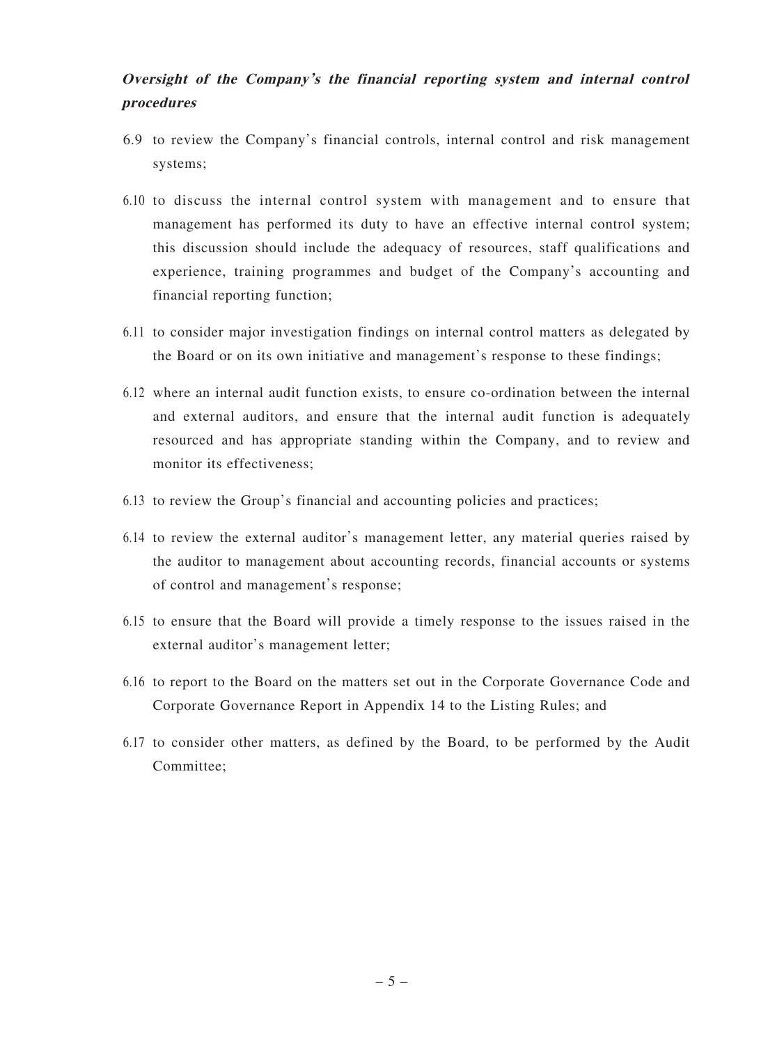***Oversight of the Company's the financial reporting system and internal control procedures***

6.9 to review the Company's financial controls, internal control and risk management systems;

6.10 to discuss the internal control system with management and to ensure that management has performed its duty to have an effective internal control system; this discussion should include the adequacy of resources, staff qualifications and experience, training programmes and budget of the Company's accounting and financial reporting function;

6.11 to consider major investigation findings on internal control matters as delegated by the Board or on its own initiative and management's response to these findings;

6.12 where an internal audit function exists, to ensure co-ordination between the internal and external auditors, and ensure that the internal audit function is adequately resourced and has appropriate standing within the Company, and to review and monitor its effectiveness;

6.13 to review the Group's financial and accounting policies and practices;

6.14 to review the external auditor's management letter, any material queries raised by the auditor to management about accounting records, financial accounts or systems of control and management's response;

6.15 to ensure that the Board will provide a timely response to the issues raised in the external auditor's management letter;

6.16 to report to the Board on the matters set out in the Corporate Governance Code and Corporate Governance Report in Appendix 14 to the Listing Rules; and

6.17 to consider other matters, as defined by the Board, to be performed by the Audit Committee;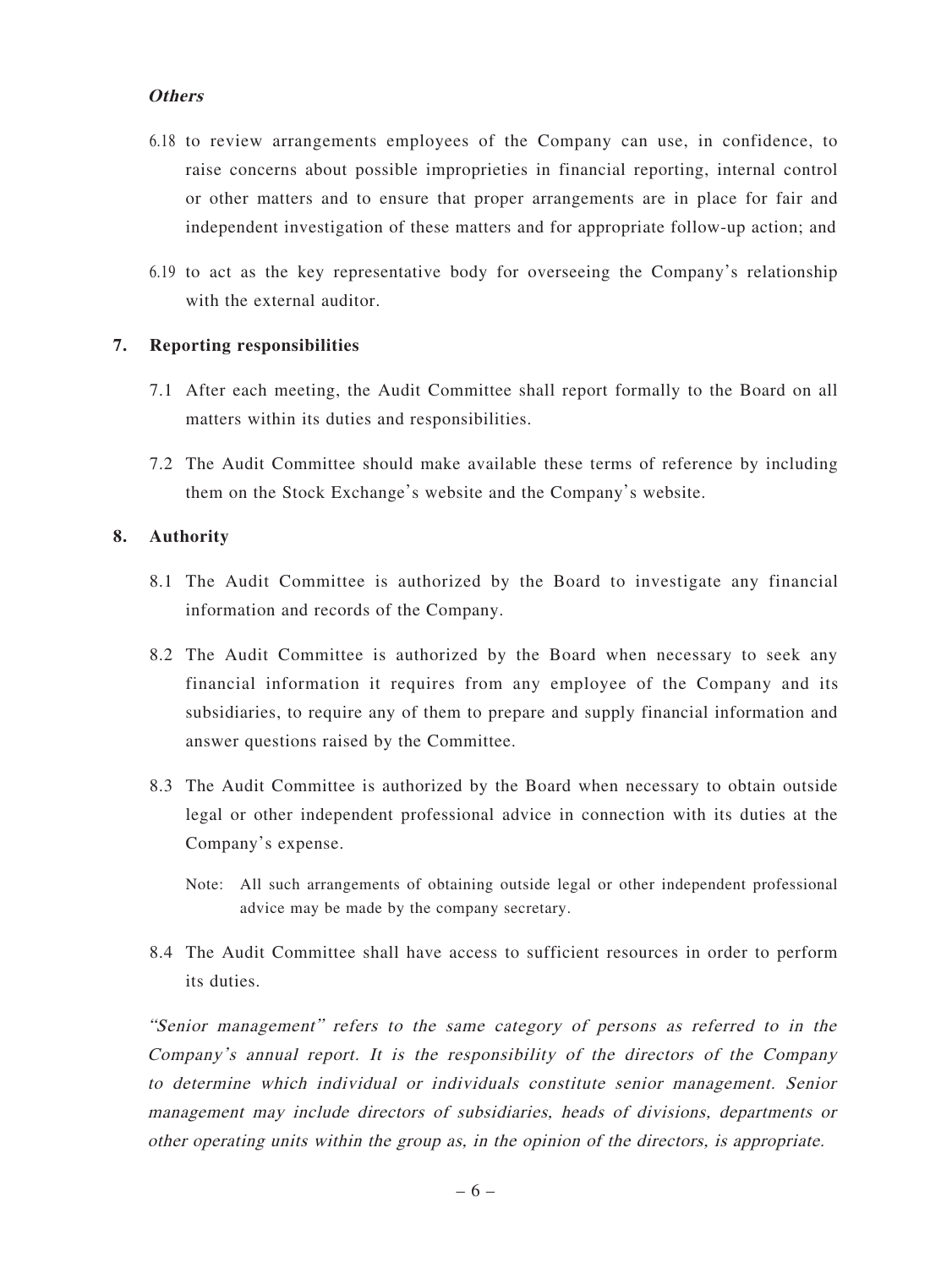***Others***

6.18 to review arrangements employees of the Company can use, in confidence, to raise concerns about possible improprieties in financial reporting, internal control or other matters and to ensure that proper arrangements are in place for fair and independent investigation of these matters and for appropriate follow-up action; and

6.19 to act as the key representative body for overseeing the Company's relationship with the external auditor.

## 7. Reporting responsibilities

7.1 After each meeting, the Audit Committee shall report formally to the Board on all matters within its duties and responsibilities.

7.2 The Audit Committee should make available these terms of reference by including them on the Stock Exchange's website and the Company's website.

## 8. Authority

8.1 The Audit Committee is authorized by the Board to investigate any financial information and records of the Company.

8.2 The Audit Committee is authorized by the Board when necessary to seek any financial information it requires from any employee of the Company and its subsidiaries, to require any of them to prepare and supply financial information and answer questions raised by the Committee.

8.3 The Audit Committee is authorized by the Board when necessary to obtain outside legal or other independent professional advice in connection with its duties at the Company's expense.

Note: All such arrangements of obtaining outside legal or other independent professional advice may be made by the company secretary.

8.4 The Audit Committee shall have access to sufficient resources in order to perform its duties.

*"Senior management" refers to the same category of persons as referred to in the Company's annual report. It is the responsibility of the directors of the Company to determine which individual or individuals constitute senior management. Senior management may include directors of subsidiaries, heads of divisions, departments or other operating units within the group as, in the opinion of the directors, is appropriate.*